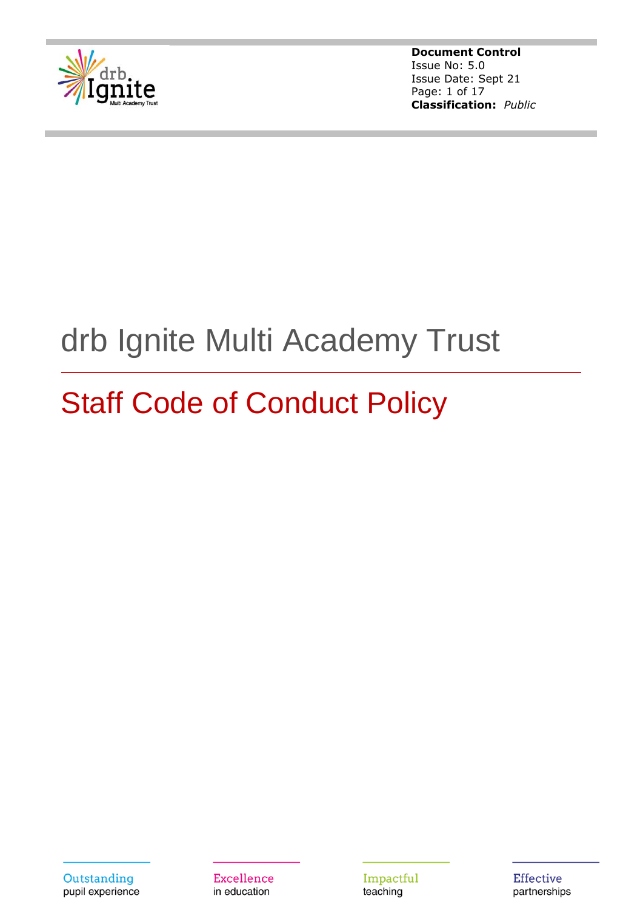**Document Control**
Issue No: 5.0
Issue Date: Sept 21
**Classification:** *Public*

# drb Ignite Multi Academy Trust

## Staff Code of Conduct Policy

Outstanding pupil experience

Excellence in education

Impactful teaching

Effective partnerships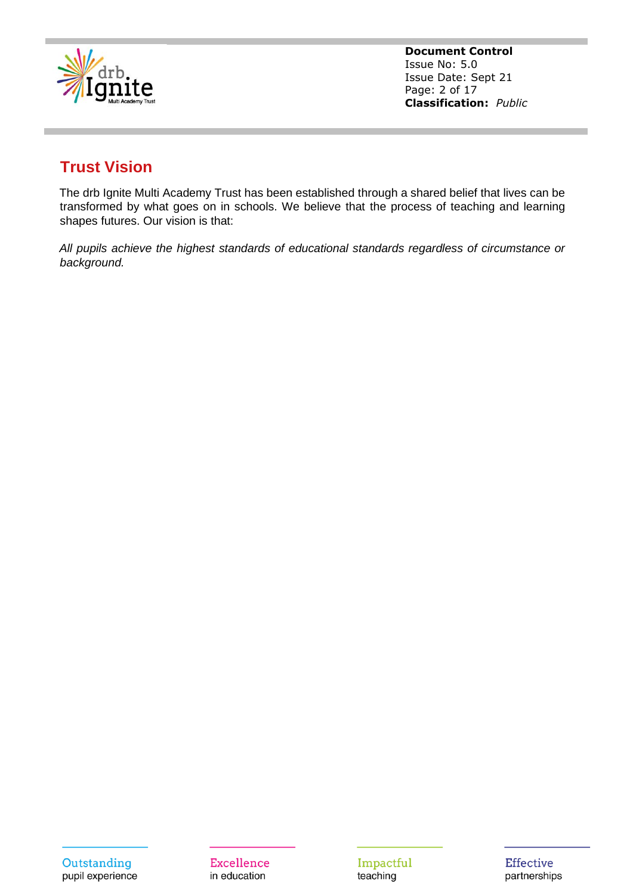## Trust Vision

The drb Ignite Multi Academy Trust has been established through a shared belief that lives can be transformed by what goes on in schools. We believe that the process of teaching and learning shapes futures. Our vision is that:

*All pupils achieve the highest standards of educational standards regardless of circumstance or background.*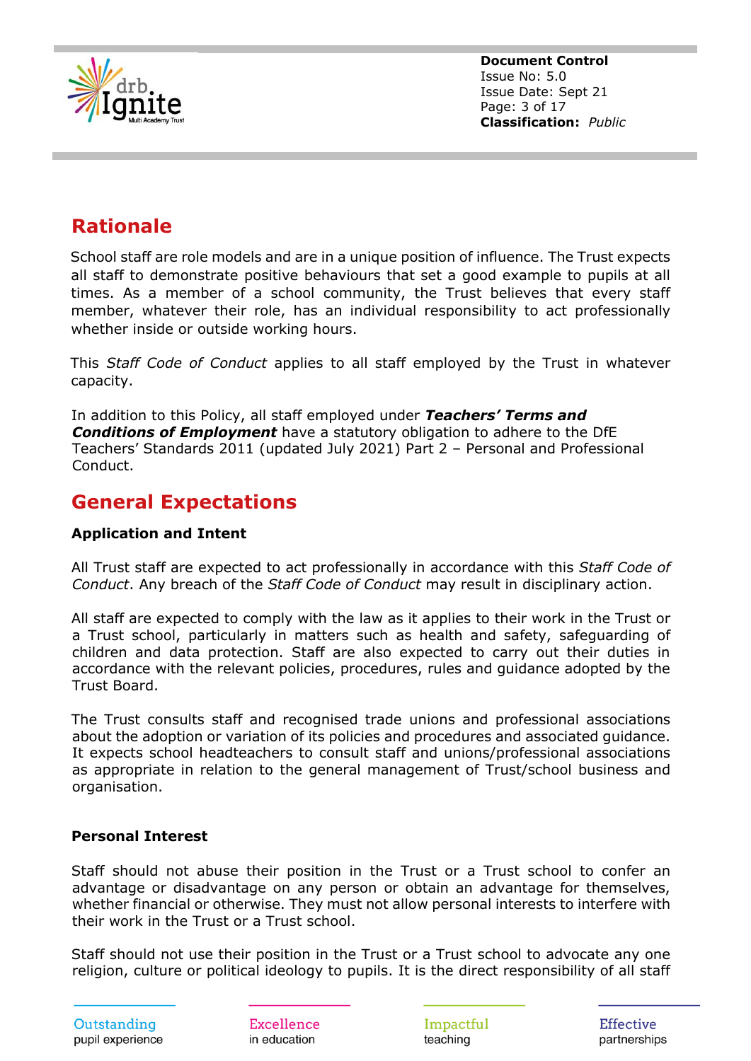## Rationale

School staff are role models and are in a unique position of influence. The Trust expects all staff to demonstrate positive behaviours that set a good example to pupils at all times. As a member of a school community, the Trust believes that every staff member, whatever their role, has an individual responsibility to act professionally whether inside or outside working hours.

This *Staff Code of Conduct* applies to all staff employed by the Trust in whatever capacity.

In addition to this Policy, all staff employed under ***Teachers' Terms and Conditions of Employment*** have a statutory obligation to adhere to the DfE Teachers' Standards 2011 (updated July 2021) Part 2 – Personal and Professional Conduct.

## General Expectations

**Application and Intent**

All Trust staff are expected to act professionally in accordance with this *Staff Code of Conduct*. Any breach of the *Staff Code of Conduct* may result in disciplinary action.

All staff are expected to comply with the law as it applies to their work in the Trust or a Trust school, particularly in matters such as health and safety, safeguarding of children and data protection. Staff are also expected to carry out their duties in accordance with the relevant policies, procedures, rules and guidance adopted by the Trust Board.

The Trust consults staff and recognised trade unions and professional associations about the adoption or variation of its policies and procedures and associated guidance. It expects school headteachers to consult staff and unions/professional associations as appropriate in relation to the general management of Trust/school business and organisation.

**Personal Interest**

Staff should not abuse their position in the Trust or a Trust school to confer an advantage or disadvantage on any person or obtain an advantage for themselves, whether financial or otherwise. They must not allow personal interests to interfere with their work in the Trust or a Trust school.

Staff should not use their position in the Trust or a Trust school to advocate any one religion, culture or political ideology to pupils. It is the direct responsibility of all staff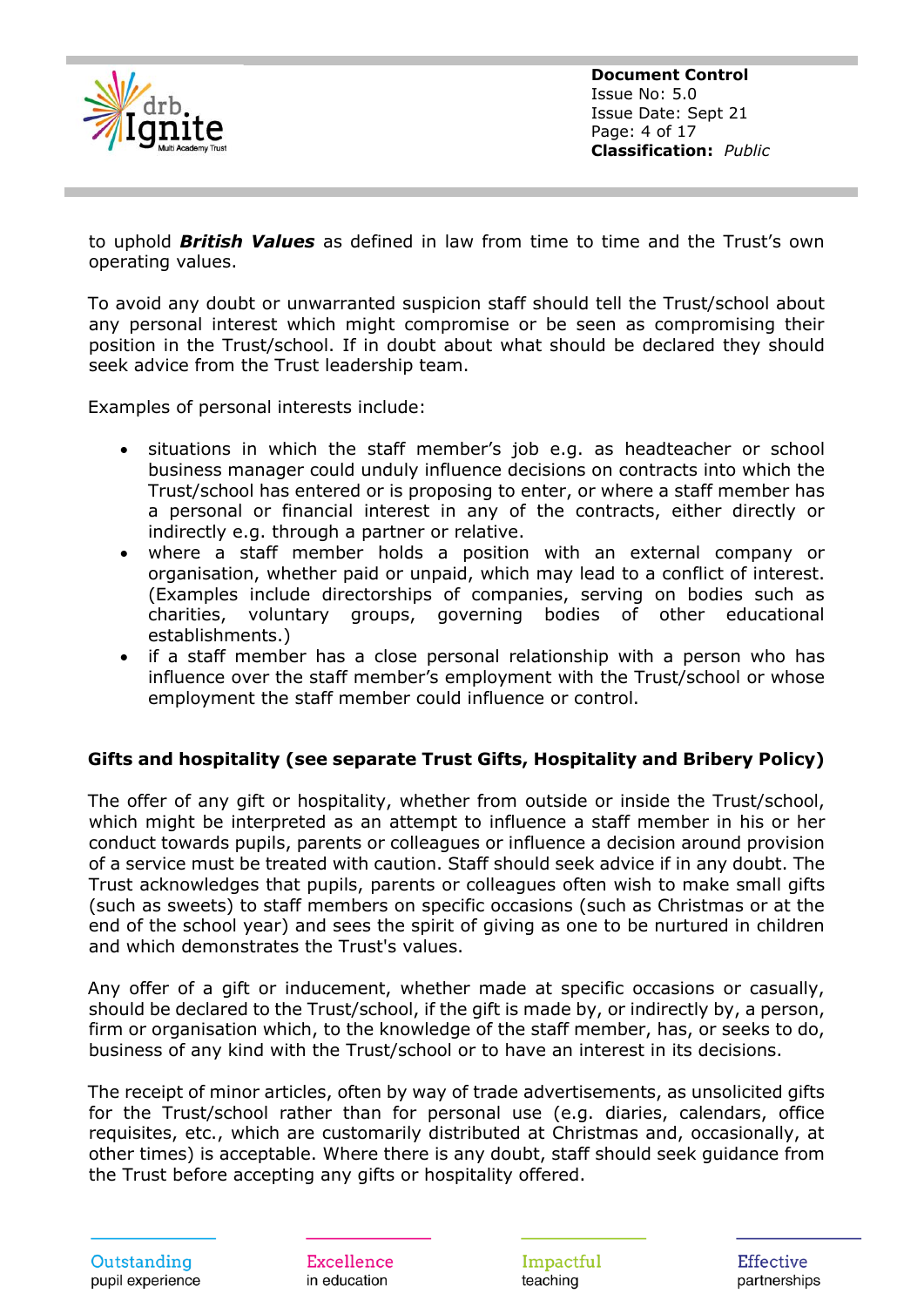to uphold ***British Values*** as defined in law from time to time and the Trust's own operating values.

To avoid any doubt or unwarranted suspicion staff should tell the Trust/school about any personal interest which might compromise or be seen as compromising their position in the Trust/school. If in doubt about what should be declared they should seek advice from the Trust leadership team.

Examples of personal interests include:

- situations in which the staff member's job e.g. as headteacher or school business manager could unduly influence decisions on contracts into which the Trust/school has entered or is proposing to enter, or where a staff member has a personal or financial interest in any of the contracts, either directly or indirectly e.g. through a partner or relative.
- where a staff member holds a position with an external company or organisation, whether paid or unpaid, which may lead to a conflict of interest. (Examples include directorships of companies, serving on bodies such as charities, voluntary groups, governing bodies of other educational establishments.)
- if a staff member has a close personal relationship with a person who has influence over the staff member's employment with the Trust/school or whose employment the staff member could influence or control.

**Gifts and hospitality (see separate Trust Gifts, Hospitality and Bribery Policy)**

The offer of any gift or hospitality, whether from outside or inside the Trust/school, which might be interpreted as an attempt to influence a staff member in his or her conduct towards pupils, parents or colleagues or influence a decision around provision of a service must be treated with caution. Staff should seek advice if in any doubt. The Trust acknowledges that pupils, parents or colleagues often wish to make small gifts (such as sweets) to staff members on specific occasions (such as Christmas or at the end of the school year) and sees the spirit of giving as one to be nurtured in children and which demonstrates the Trust's values.

Any offer of a gift or inducement, whether made at specific occasions or casually, should be declared to the Trust/school, if the gift is made by, or indirectly by, a person, firm or organisation which, to the knowledge of the staff member, has, or seeks to do, business of any kind with the Trust/school or to have an interest in its decisions.

The receipt of minor articles, often by way of trade advertisements, as unsolicited gifts for the Trust/school rather than for personal use (e.g. diaries, calendars, office requisites, etc., which are customarily distributed at Christmas and, occasionally, at other times) is acceptable. Where there is any doubt, staff should seek guidance from the Trust before accepting any gifts or hospitality offered.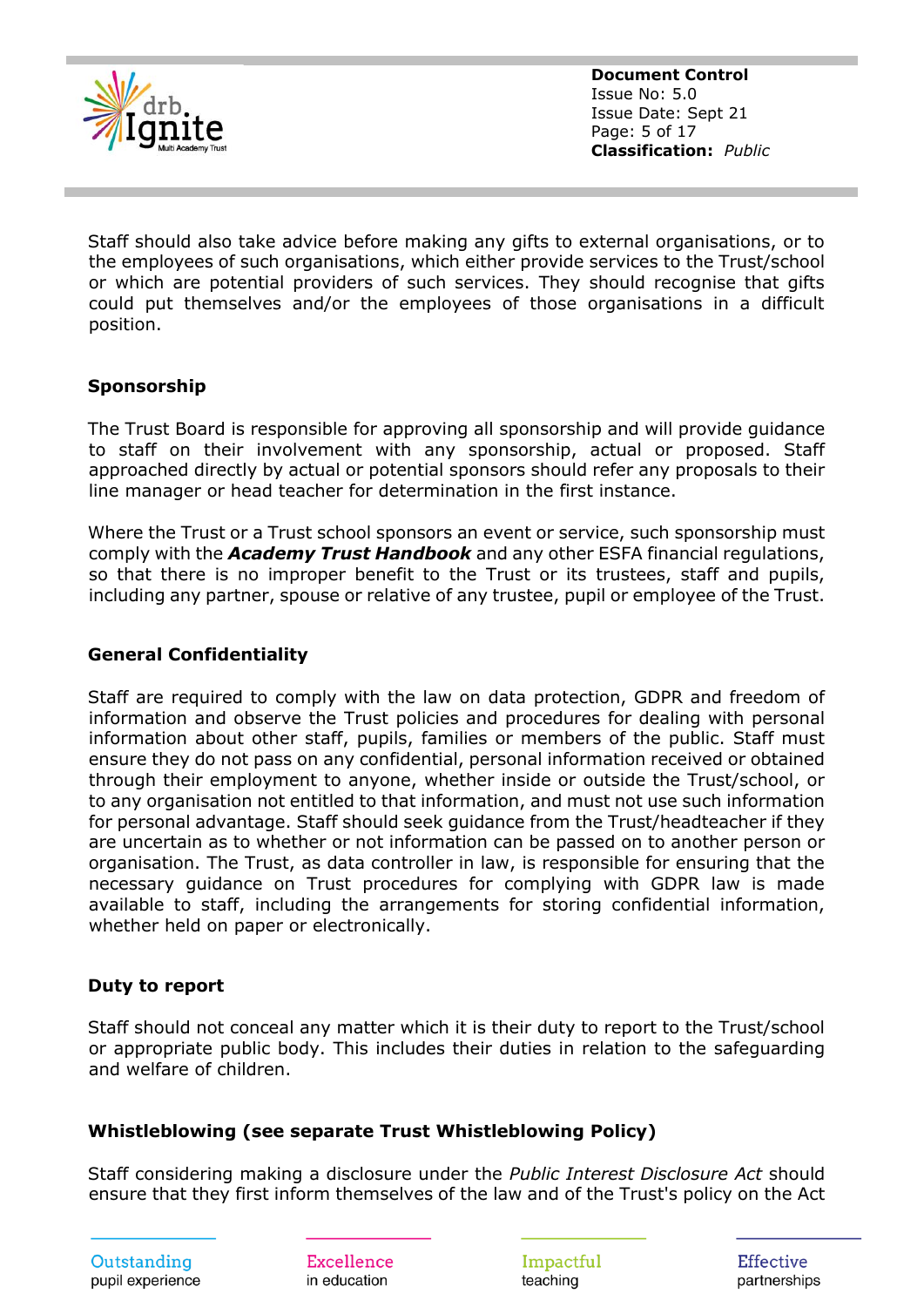Staff should also take advice before making any gifts to external organisations, or to the employees of such organisations, which either provide services to the Trust/school or which are potential providers of such services. They should recognise that gifts could put themselves and/or the employees of those organisations in a difficult position.

### Sponsorship

The Trust Board is responsible for approving all sponsorship and will provide guidance to staff on their involvement with any sponsorship, actual or proposed. Staff approached directly by actual or potential sponsors should refer any proposals to their line manager or head teacher for determination in the first instance.

Where the Trust or a Trust school sponsors an event or service, such sponsorship must comply with the ***Academy Trust Handbook*** and any other ESFA financial regulations, so that there is no improper benefit to the Trust or its trustees, staff and pupils, including any partner, spouse or relative of any trustee, pupil or employee of the Trust.

### General Confidentiality

Staff are required to comply with the law on data protection, GDPR and freedom of information and observe the Trust policies and procedures for dealing with personal information about other staff, pupils, families or members of the public. Staff must ensure they do not pass on any confidential, personal information received or obtained through their employment to anyone, whether inside or outside the Trust/school, or to any organisation not entitled to that information, and must not use such information for personal advantage. Staff should seek guidance from the Trust/headteacher if they are uncertain as to whether or not information can be passed on to another person or organisation. The Trust, as data controller in law, is responsible for ensuring that the necessary guidance on Trust procedures for complying with GDPR law is made available to staff, including the arrangements for storing confidential information, whether held on paper or electronically.

### Duty to report

Staff should not conceal any matter which it is their duty to report to the Trust/school or appropriate public body. This includes their duties in relation to the safeguarding and welfare of children.

### Whistleblowing (see separate Trust Whistleblowing Policy)

Staff considering making a disclosure under the *Public Interest Disclosure Act* should ensure that they first inform themselves of the law and of the Trust's policy on the Act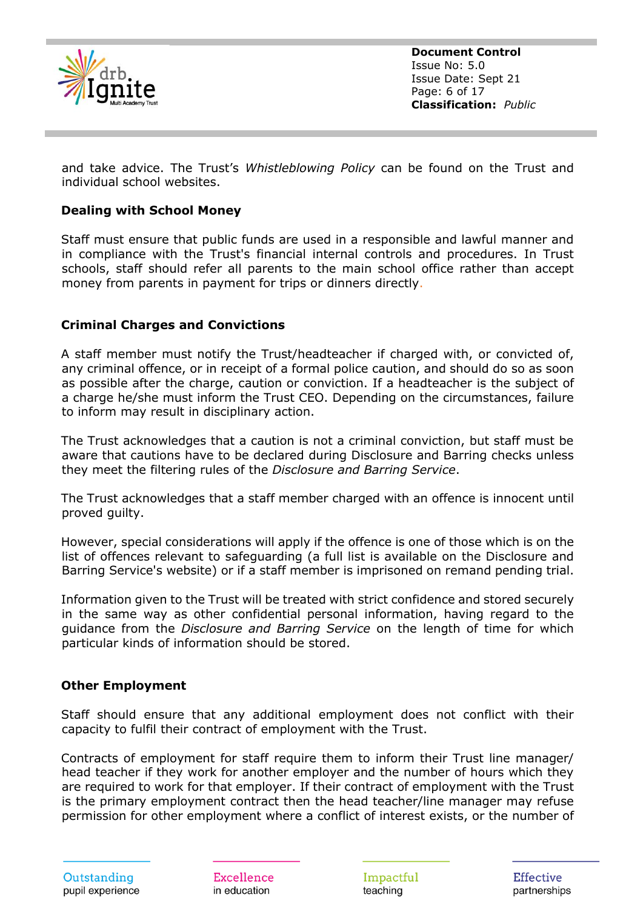and take advice. The Trust's *Whistleblowing Policy* can be found on the Trust and individual school websites.

### Dealing with School Money

Staff must ensure that public funds are used in a responsible and lawful manner and in compliance with the Trust's financial internal controls and procedures. In Trust schools, staff should refer all parents to the main school office rather than accept money from parents in payment for trips or dinners directly.

### Criminal Charges and Convictions

A staff member must notify the Trust/headteacher if charged with, or convicted of, any criminal offence, or in receipt of a formal police caution, and should do so as soon as possible after the charge, caution or conviction. If a headteacher is the subject of a charge he/she must inform the Trust CEO. Depending on the circumstances, failure to inform may result in disciplinary action.

The Trust acknowledges that a caution is not a criminal conviction, but staff must be aware that cautions have to be declared during Disclosure and Barring checks unless they meet the filtering rules of the *Disclosure and Barring Service*.

The Trust acknowledges that a staff member charged with an offence is innocent until proved guilty.

However, special considerations will apply if the offence is one of those which is on the list of offences relevant to safeguarding (a full list is available on the Disclosure and Barring Service's website) or if a staff member is imprisoned on remand pending trial.

Information given to the Trust will be treated with strict confidence and stored securely in the same way as other confidential personal information, having regard to the guidance from the *Disclosure and Barring Service* on the length of time for which particular kinds of information should be stored.

### Other Employment

Staff should ensure that any additional employment does not conflict with their capacity to fulfil their contract of employment with the Trust.

Contracts of employment for staff require them to inform their Trust line manager/ head teacher if they work for another employer and the number of hours which they are required to work for that employer. If their contract of employment with the Trust is the primary employment contract then the head teacher/line manager may refuse permission for other employment where a conflict of interest exists, or the number of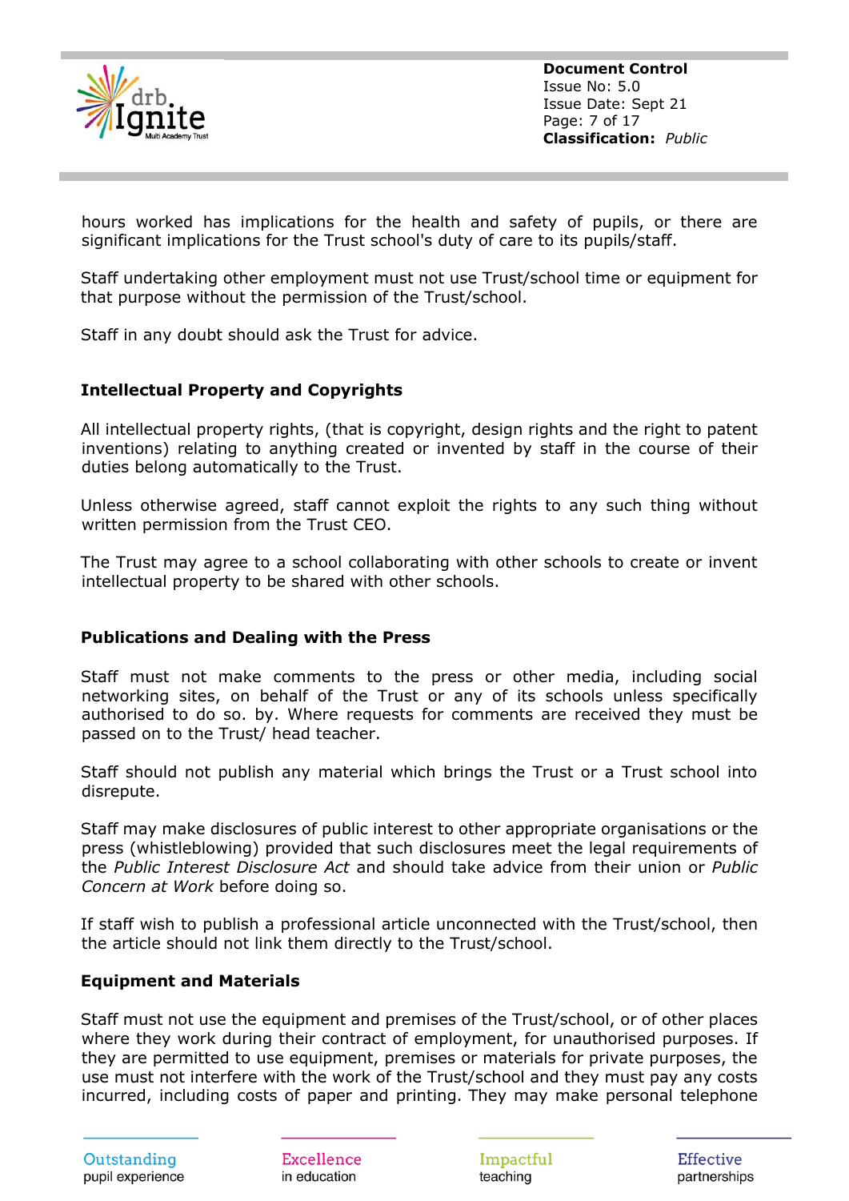hours worked has implications for the health and safety of pupils, or there are significant implications for the Trust school's duty of care to its pupils/staff.

Staff undertaking other employment must not use Trust/school time or equipment for that purpose without the permission of the Trust/school.

Staff in any doubt should ask the Trust for advice.

**Intellectual Property and Copyrights**

All intellectual property rights, (that is copyright, design rights and the right to patent inventions) relating to anything created or invented by staff in the course of their duties belong automatically to the Trust.

Unless otherwise agreed, staff cannot exploit the rights to any such thing without written permission from the Trust CEO.

The Trust may agree to a school collaborating with other schools to create or invent intellectual property to be shared with other schools.

**Publications and Dealing with the Press**

Staff must not make comments to the press or other media, including social networking sites, on behalf of the Trust or any of its schools unless specifically authorised to do so. by. Where requests for comments are received they must be passed on to the Trust/ head teacher.

Staff should not publish any material which brings the Trust or a Trust school into disrepute.

Staff may make disclosures of public interest to other appropriate organisations or the press (whistleblowing) provided that such disclosures meet the legal requirements of the *Public Interest Disclosure Act* and should take advice from their union or *Public Concern at Work* before doing so.

If staff wish to publish a professional article unconnected with the Trust/school, then the article should not link them directly to the Trust/school.

**Equipment and Materials**

Staff must not use the equipment and premises of the Trust/school, or of other places where they work during their contract of employment, for unauthorised purposes. If they are permitted to use equipment, premises or materials for private purposes, the use must not interfere with the work of the Trust/school and they must pay any costs incurred, including costs of paper and printing. They may make personal telephone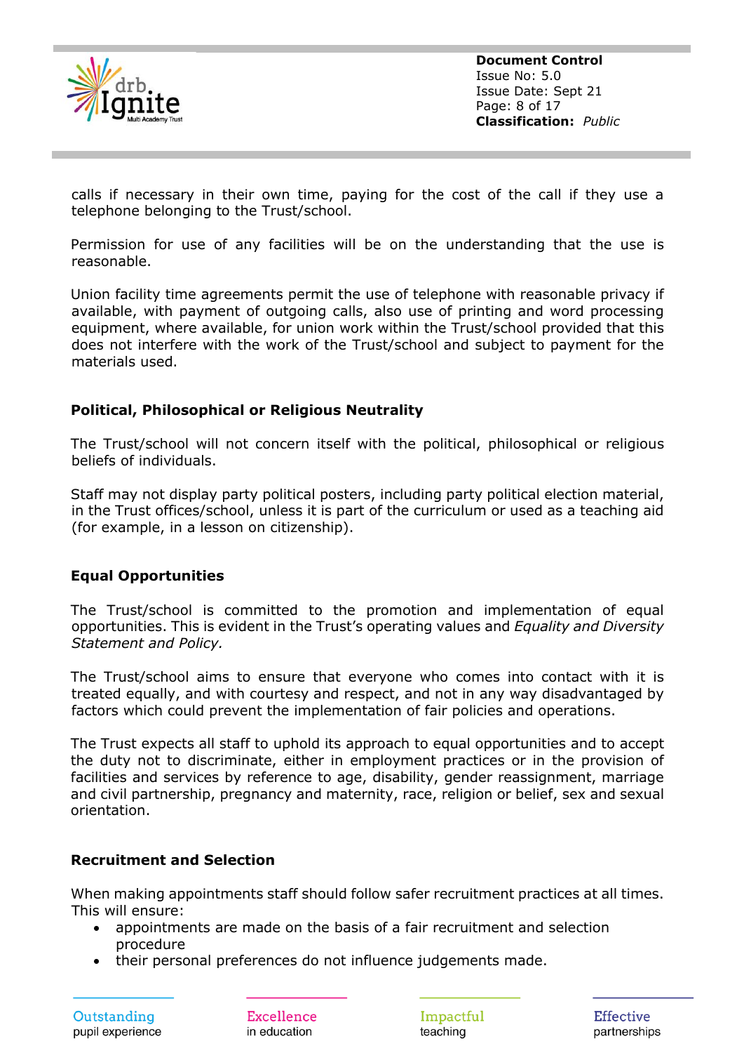calls if necessary in their own time, paying for the cost of the call if they use a telephone belonging to the Trust/school.

Permission for use of any facilities will be on the understanding that the use is reasonable.

Union facility time agreements permit the use of telephone with reasonable privacy if available, with payment of outgoing calls, also use of printing and word processing equipment, where available, for union work within the Trust/school provided that this does not interfere with the work of the Trust/school and subject to payment for the materials used.

**Political, Philosophical or Religious Neutrality**

The Trust/school will not concern itself with the political, philosophical or religious beliefs of individuals.

Staff may not display party political posters, including party political election material, in the Trust offices/school, unless it is part of the curriculum or used as a teaching aid (for example, in a lesson on citizenship).

**Equal Opportunities**

The Trust/school is committed to the promotion and implementation of equal opportunities. This is evident in the Trust's operating values and *Equality and Diversity Statement and Policy.*

The Trust/school aims to ensure that everyone who comes into contact with it is treated equally, and with courtesy and respect, and not in any way disadvantaged by factors which could prevent the implementation of fair policies and operations.

The Trust expects all staff to uphold its approach to equal opportunities and to accept the duty not to discriminate, either in employment practices or in the provision of facilities and services by reference to age, disability, gender reassignment, marriage and civil partnership, pregnancy and maternity, race, religion or belief, sex and sexual orientation.

**Recruitment and Selection**

When making appointments staff should follow safer recruitment practices at all times. This will ensure:

- appointments are made on the basis of a fair recruitment and selection procedure
- their personal preferences do not influence judgements made.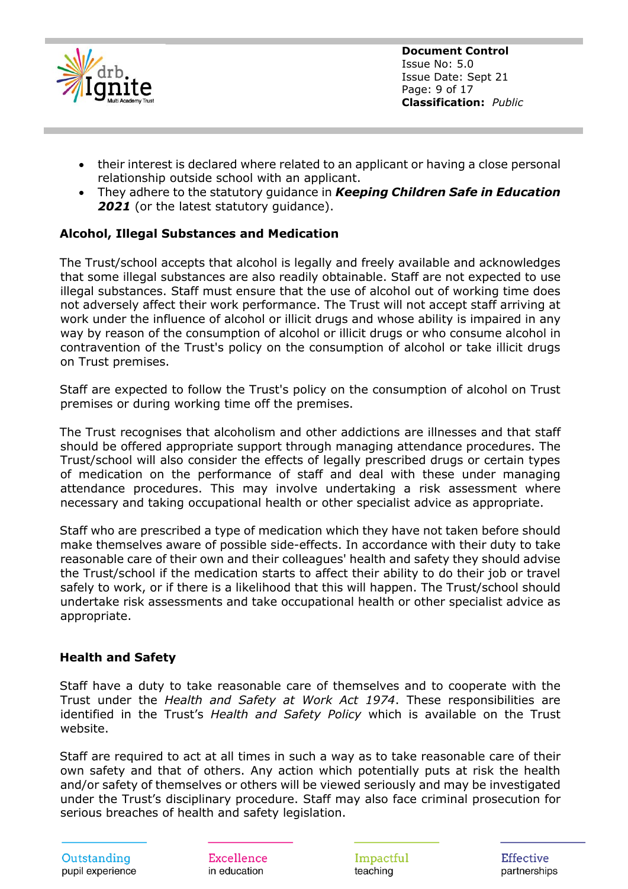- their interest is declared where related to an applicant or having a close personal relationship outside school with an applicant.
- They adhere to the statutory guidance in ***Keeping Children Safe in Education 2021*** (or the latest statutory guidance).

**Alcohol, Illegal Substances and Medication**

The Trust/school accepts that alcohol is legally and freely available and acknowledges that some illegal substances are also readily obtainable. Staff are not expected to use illegal substances. Staff must ensure that the use of alcohol out of working time does not adversely affect their work performance. The Trust will not accept staff arriving at work under the influence of alcohol or illicit drugs and whose ability is impaired in any way by reason of the consumption of alcohol or illicit drugs or who consume alcohol in contravention of the Trust's policy on the consumption of alcohol or take illicit drugs on Trust premises.

Staff are expected to follow the Trust's policy on the consumption of alcohol on Trust premises or during working time off the premises.

The Trust recognises that alcoholism and other addictions are illnesses and that staff should be offered appropriate support through managing attendance procedures. The Trust/school will also consider the effects of legally prescribed drugs or certain types of medication on the performance of staff and deal with these under managing attendance procedures. This may involve undertaking a risk assessment where necessary and taking occupational health or other specialist advice as appropriate.

Staff who are prescribed a type of medication which they have not taken before should make themselves aware of possible side-effects. In accordance with their duty to take reasonable care of their own and their colleagues' health and safety they should advise the Trust/school if the medication starts to affect their ability to do their job or travel safely to work, or if there is a likelihood that this will happen. The Trust/school should undertake risk assessments and take occupational health or other specialist advice as appropriate.

**Health and Safety**

Staff have a duty to take reasonable care of themselves and to cooperate with the Trust under the *Health and Safety at Work Act 1974*. These responsibilities are identified in the Trust's *Health and Safety Policy* which is available on the Trust website.

Staff are required to act at all times in such a way as to take reasonable care of their own safety and that of others. Any action which potentially puts at risk the health and/or safety of themselves or others will be viewed seriously and may be investigated under the Trust's disciplinary procedure. Staff may also face criminal prosecution for serious breaches of health and safety legislation.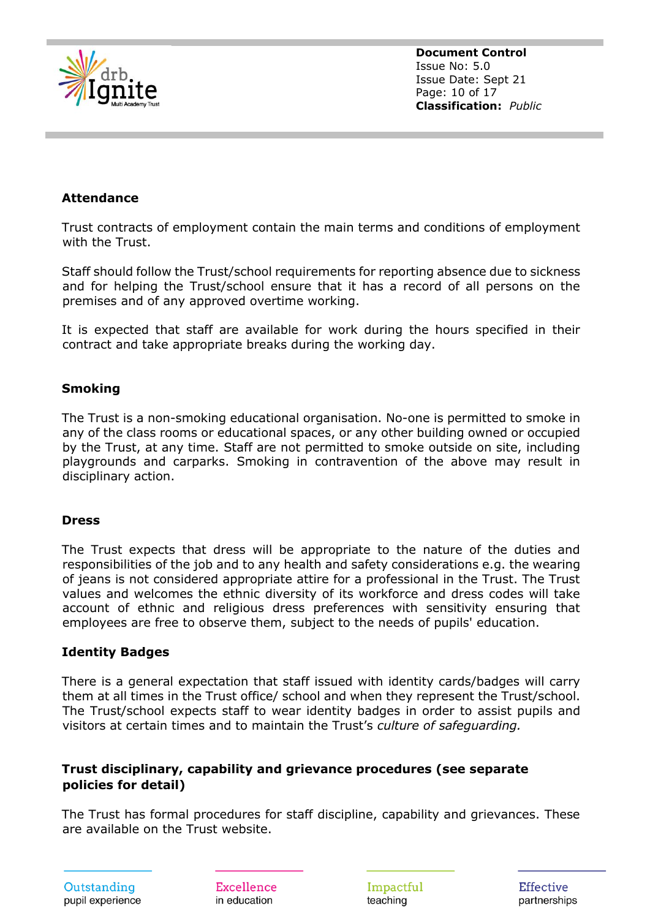### Attendance

Trust contracts of employment contain the main terms and conditions of employment with the Trust.

Staff should follow the Trust/school requirements for reporting absence due to sickness and for helping the Trust/school ensure that it has a record of all persons on the premises and of any approved overtime working.

It is expected that staff are available for work during the hours specified in their contract and take appropriate breaks during the working day.

### Smoking

The Trust is a non-smoking educational organisation. No-one is permitted to smoke in any of the class rooms or educational spaces, or any other building owned or occupied by the Trust, at any time. Staff are not permitted to smoke outside on site, including playgrounds and carparks. Smoking in contravention of the above may result in disciplinary action.

### Dress

The Trust expects that dress will be appropriate to the nature of the duties and responsibilities of the job and to any health and safety considerations e.g. the wearing of jeans is not considered appropriate attire for a professional in the Trust. The Trust values and welcomes the ethnic diversity of its workforce and dress codes will take account of ethnic and religious dress preferences with sensitivity ensuring that employees are free to observe them, subject to the needs of pupils' education.

### Identity Badges

There is a general expectation that staff issued with identity cards/badges will carry them at all times in the Trust office/ school and when they represent the Trust/school. The Trust/school expects staff to wear identity badges in order to assist pupils and visitors at certain times and to maintain the Trust's *culture of safeguarding.*

### Trust disciplinary, capability and grievance procedures (see separate policies for detail)

The Trust has formal procedures for staff discipline, capability and grievances. These are available on the Trust website.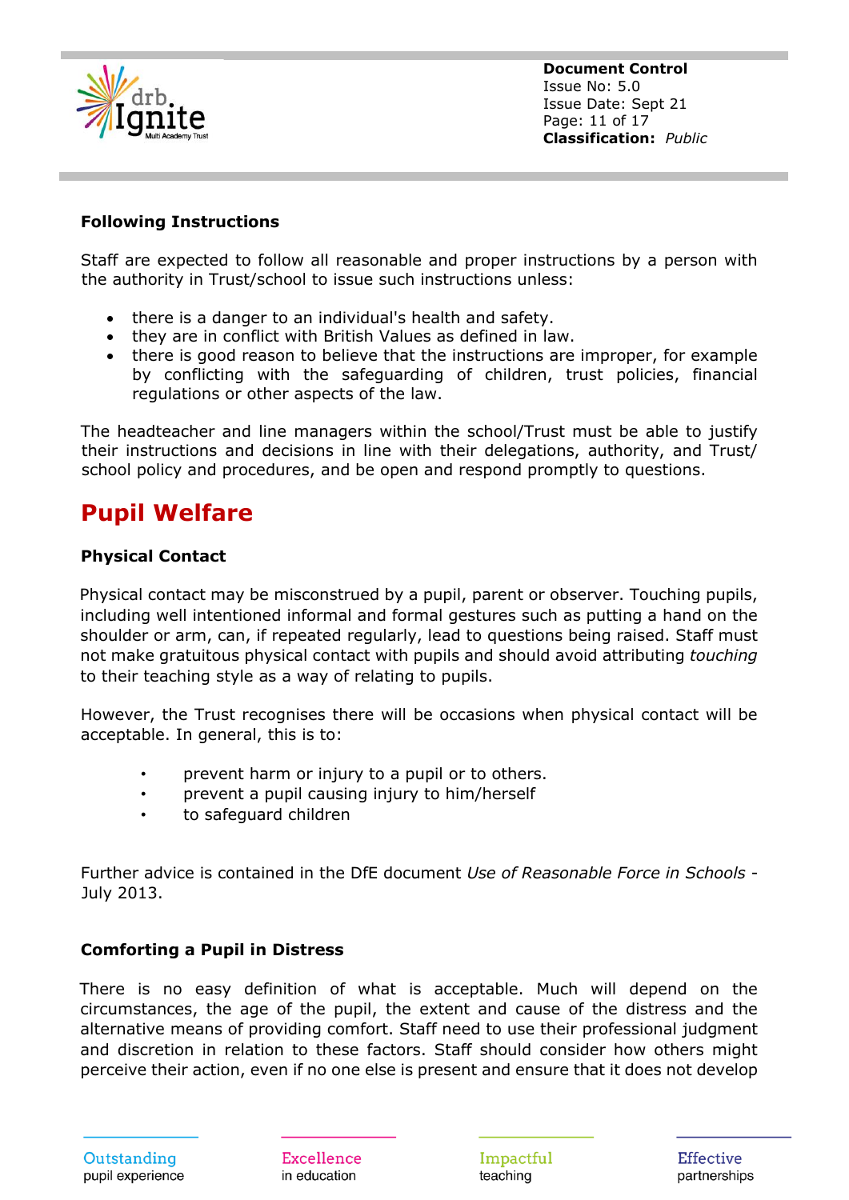### Following Instructions

Staff are expected to follow all reasonable and proper instructions by a person with the authority in Trust/school to issue such instructions unless:

- there is a danger to an individual's health and safety.
- they are in conflict with British Values as defined in law.
- there is good reason to believe that the instructions are improper, for example by conflicting with the safeguarding of children, trust policies, financial regulations or other aspects of the law.

The headteacher and line managers within the school/Trust must be able to justify their instructions and decisions in line with their delegations, authority, and Trust/ school policy and procedures, and be open and respond promptly to questions.

## Pupil Welfare

### Physical Contact

Physical contact may be misconstrued by a pupil, parent or observer. Touching pupils, including well intentioned informal and formal gestures such as putting a hand on the shoulder or arm, can, if repeated regularly, lead to questions being raised. Staff must not make gratuitous physical contact with pupils and should avoid attributing *touching* to their teaching style as a way of relating to pupils.

However, the Trust recognises there will be occasions when physical contact will be acceptable. In general, this is to:

- prevent harm or injury to a pupil or to others.
- prevent a pupil causing injury to him/herself
- to safeguard children

Further advice is contained in the DfE document *Use of Reasonable Force in Schools* - July 2013.

### Comforting a Pupil in Distress

There is no easy definition of what is acceptable. Much will depend on the circumstances, the age of the pupil, the extent and cause of the distress and the alternative means of providing comfort. Staff need to use their professional judgment and discretion in relation to these factors. Staff should consider how others might perceive their action, even if no one else is present and ensure that it does not develop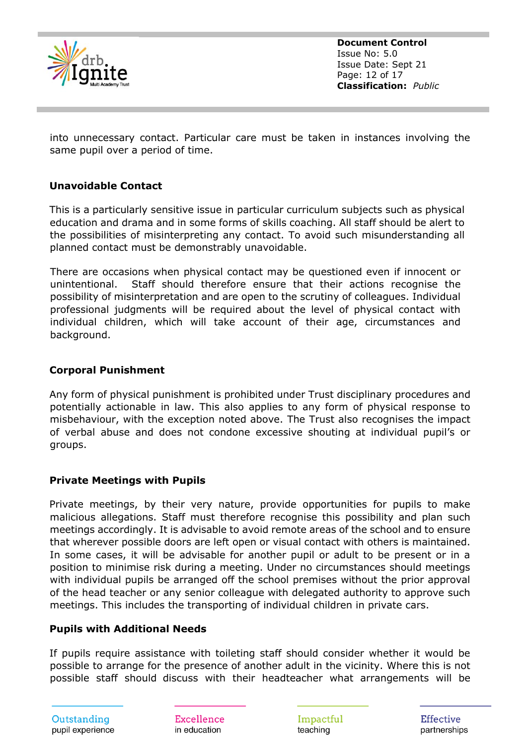into unnecessary contact. Particular care must be taken in instances involving the same pupil over a period of time.

### Unavoidable Contact

This is a particularly sensitive issue in particular curriculum subjects such as physical education and drama and in some forms of skills coaching. All staff should be alert to the possibilities of misinterpreting any contact. To avoid such misunderstanding all planned contact must be demonstrably unavoidable.

There are occasions when physical contact may be questioned even if innocent or unintentional. Staff should therefore ensure that their actions recognise the possibility of misinterpretation and are open to the scrutiny of colleagues. Individual professional judgments will be required about the level of physical contact with individual children, which will take account of their age, circumstances and background.

### Corporal Punishment

Any form of physical punishment is prohibited under Trust disciplinary procedures and potentially actionable in law. This also applies to any form of physical response to misbehaviour, with the exception noted above. The Trust also recognises the impact of verbal abuse and does not condone excessive shouting at individual pupil's or groups.

### Private Meetings with Pupils

Private meetings, by their very nature, provide opportunities for pupils to make malicious allegations. Staff must therefore recognise this possibility and plan such meetings accordingly. It is advisable to avoid remote areas of the school and to ensure that wherever possible doors are left open or visual contact with others is maintained. In some cases, it will be advisable for another pupil or adult to be present or in a position to minimise risk during a meeting. Under no circumstances should meetings with individual pupils be arranged off the school premises without the prior approval of the head teacher or any senior colleague with delegated authority to approve such meetings. This includes the transporting of individual children in private cars.

### Pupils with Additional Needs

If pupils require assistance with toileting staff should consider whether it would be possible to arrange for the presence of another adult in the vicinity. Where this is not possible staff should discuss with their headteacher what arrangements will be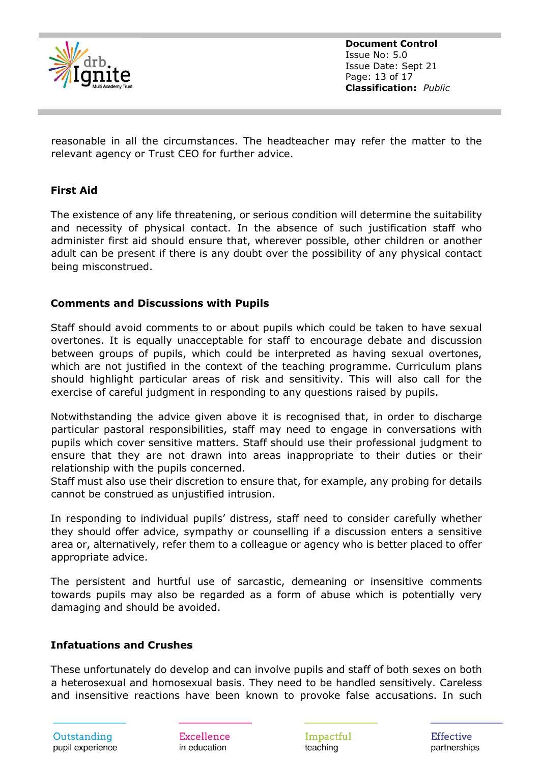reasonable in all the circumstances. The headteacher may refer the matter to the relevant agency or Trust CEO for further advice.

**First Aid**

The existence of any life threatening, or serious condition will determine the suitability and necessity of physical contact. In the absence of such justification staff who administer first aid should ensure that, wherever possible, other children or another adult can be present if there is any doubt over the possibility of any physical contact being misconstrued.

**Comments and Discussions with Pupils**

Staff should avoid comments to or about pupils which could be taken to have sexual overtones. It is equally unacceptable for staff to encourage debate and discussion between groups of pupils, which could be interpreted as having sexual overtones, which are not justified in the context of the teaching programme. Curriculum plans should highlight particular areas of risk and sensitivity. This will also call for the exercise of careful judgment in responding to any questions raised by pupils.

Notwithstanding the advice given above it is recognised that, in order to discharge particular pastoral responsibilities, staff may need to engage in conversations with pupils which cover sensitive matters. Staff should use their professional judgment to ensure that they are not drawn into areas inappropriate to their duties or their relationship with the pupils concerned.
Staff must also use their discretion to ensure that, for example, any probing for details cannot be construed as unjustified intrusion.

In responding to individual pupils' distress, staff need to consider carefully whether they should offer advice, sympathy or counselling if a discussion enters a sensitive area or, alternatively, refer them to a colleague or agency who is better placed to offer appropriate advice.

The persistent and hurtful use of sarcastic, demeaning or insensitive comments towards pupils may also be regarded as a form of abuse which is potentially very damaging and should be avoided.

**Infatuations and Crushes**

These unfortunately do develop and can involve pupils and staff of both sexes on both a heterosexual and homosexual basis. They need to be handled sensitively. Careless and insensitive reactions have been known to provoke false accusations. In such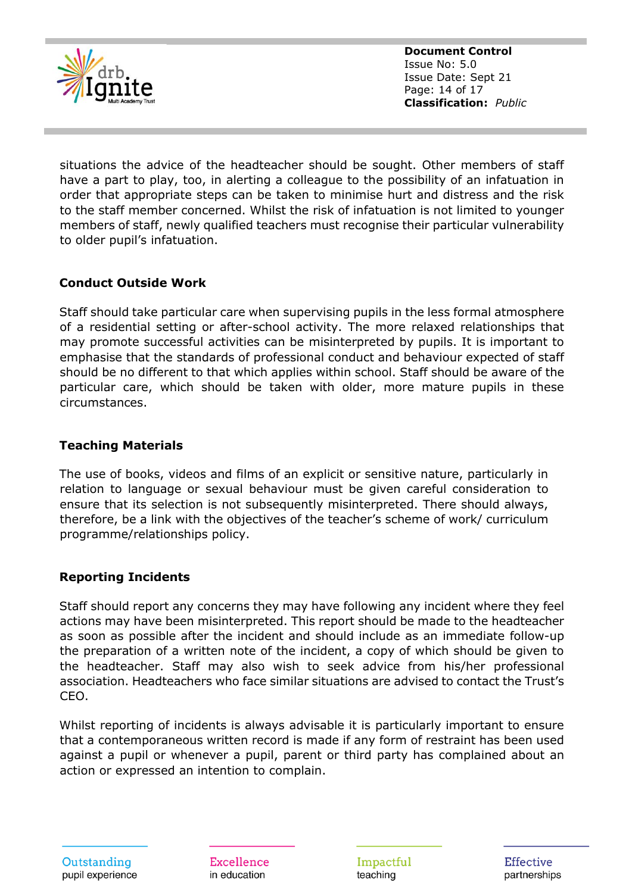situations the advice of the headteacher should be sought. Other members of staff have a part to play, too, in alerting a colleague to the possibility of an infatuation in order that appropriate steps can be taken to minimise hurt and distress and the risk to the staff member concerned. Whilst the risk of infatuation is not limited to younger members of staff, newly qualified teachers must recognise their particular vulnerability to older pupil's infatuation.

**Conduct Outside Work**

Staff should take particular care when supervising pupils in the less formal atmosphere of a residential setting or after-school activity. The more relaxed relationships that may promote successful activities can be misinterpreted by pupils. It is important to emphasise that the standards of professional conduct and behaviour expected of staff should be no different to that which applies within school. Staff should be aware of the particular care, which should be taken with older, more mature pupils in these circumstances.

**Teaching Materials**

The use of books, videos and films of an explicit or sensitive nature, particularly in relation to language or sexual behaviour must be given careful consideration to ensure that its selection is not subsequently misinterpreted. There should always, therefore, be a link with the objectives of the teacher's scheme of work/ curriculum programme/relationships policy.

**Reporting Incidents**

Staff should report any concerns they may have following any incident where they feel actions may have been misinterpreted. This report should be made to the headteacher as soon as possible after the incident and should include as an immediate follow-up the preparation of a written note of the incident, a copy of which should be given to the headteacher. Staff may also wish to seek advice from his/her professional association. Headteachers who face similar situations are advised to contact the Trust's CEO.

Whilst reporting of incidents is always advisable it is particularly important to ensure that a contemporaneous written record is made if any form of restraint has been used against a pupil or whenever a pupil, parent or third party has complained about an action or expressed an intention to complain.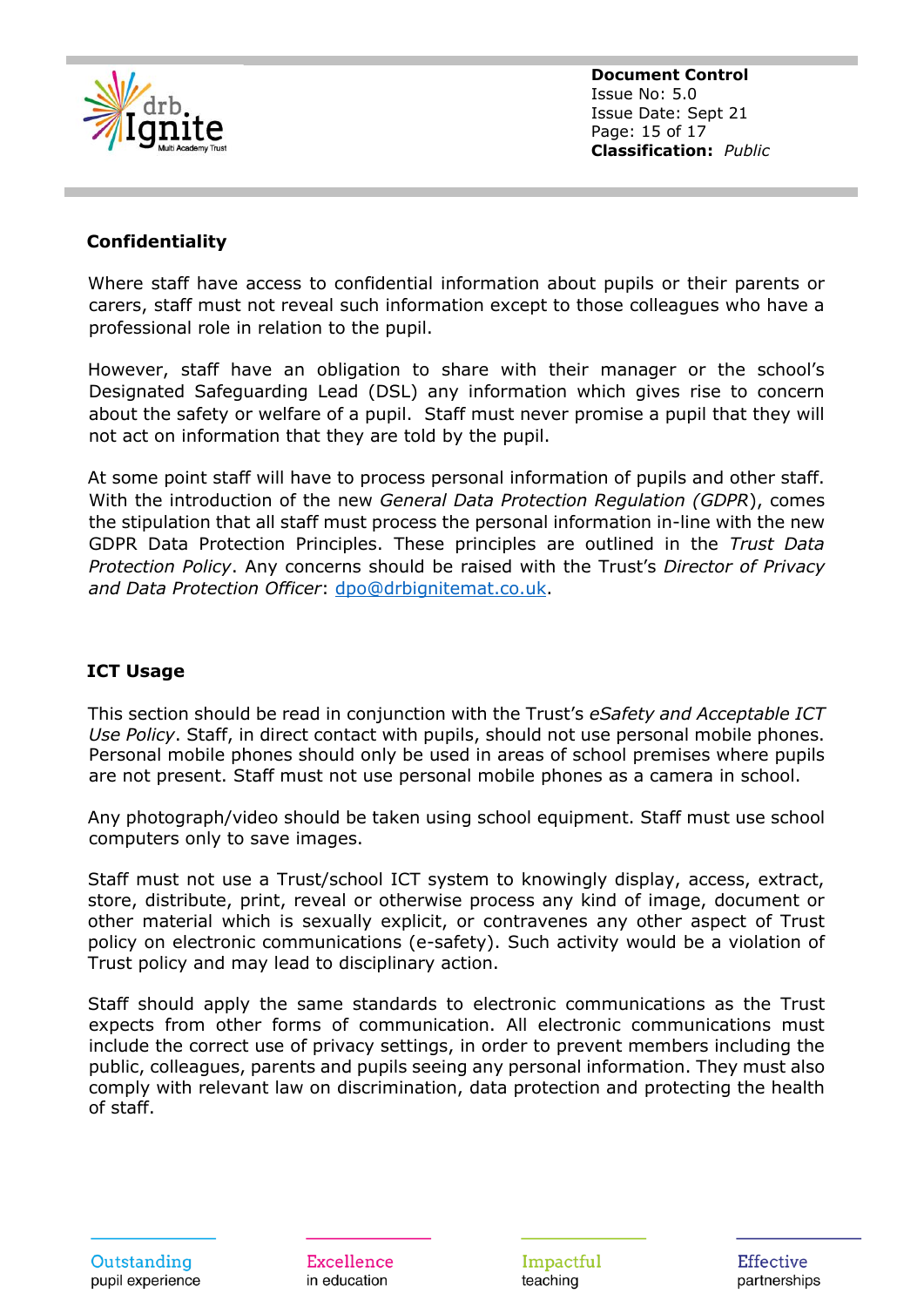## Confidentiality

Where staff have access to confidential information about pupils or their parents or carers, staff must not reveal such information except to those colleagues who have a professional role in relation to the pupil.

However, staff have an obligation to share with their manager or the school's Designated Safeguarding Lead (DSL) any information which gives rise to concern about the safety or welfare of a pupil. Staff must never promise a pupil that they will not act on information that they are told by the pupil.

At some point staff will have to process personal information of pupils and other staff. With the introduction of the new *General Data Protection Regulation (GDPR*), comes the stipulation that all staff must process the personal information in-line with the new GDPR Data Protection Principles. These principles are outlined in the *Trust Data Protection Policy*. Any concerns should be raised with the Trust's *Director of Privacy and Data Protection Officer*: dpo@drbignitemat.co.uk.

## ICT Usage

This section should be read in conjunction with the Trust's *eSafety and Acceptable ICT Use Policy*. Staff, in direct contact with pupils, should not use personal mobile phones. Personal mobile phones should only be used in areas of school premises where pupils are not present. Staff must not use personal mobile phones as a camera in school.

Any photograph/video should be taken using school equipment. Staff must use school computers only to save images.

Staff must not use a Trust/school ICT system to knowingly display, access, extract, store, distribute, print, reveal or otherwise process any kind of image, document or other material which is sexually explicit, or contravenes any other aspect of Trust policy on electronic communications (e-safety). Such activity would be a violation of Trust policy and may lead to disciplinary action.

Staff should apply the same standards to electronic communications as the Trust expects from other forms of communication. All electronic communications must include the correct use of privacy settings, in order to prevent members including the public, colleagues, parents and pupils seeing any personal information. They must also comply with relevant law on discrimination, data protection and protecting the health of staff.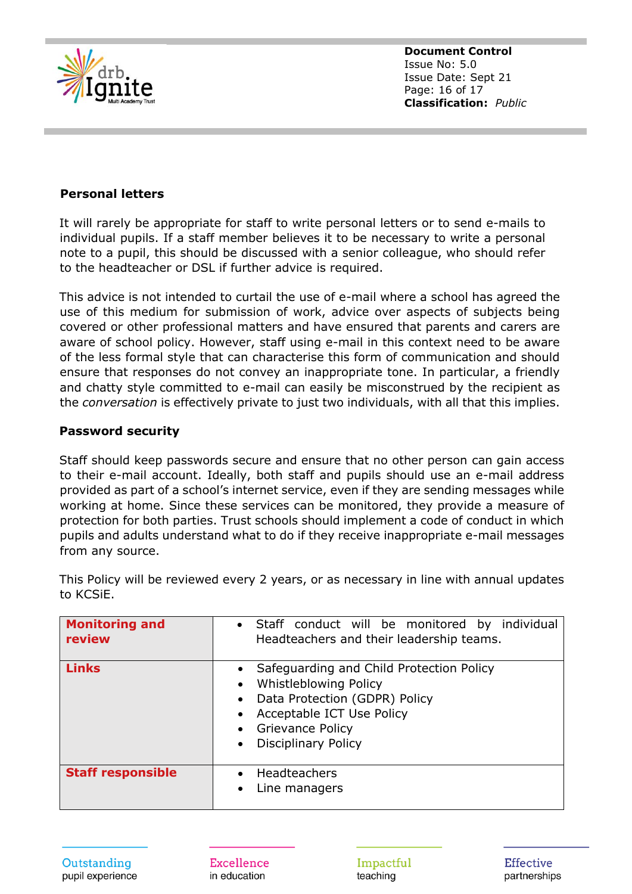**Personal letters**

It will rarely be appropriate for staff to write personal letters or to send e-mails to individual pupils. If a staff member believes it to be necessary to write a personal note to a pupil, this should be discussed with a senior colleague, who should refer to the headteacher or DSL if further advice is required.

This advice is not intended to curtail the use of e-mail where a school has agreed the use of this medium for submission of work, advice over aspects of subjects being covered or other professional matters and have ensured that parents and carers are aware of school policy. However, staff using e-mail in this context need to be aware of the less formal style that can characterise this form of communication and should ensure that responses do not convey an inappropriate tone. In particular, a friendly and chatty style committed to e-mail can easily be misconstrued by the recipient as the *conversation* is effectively private to just two individuals, with all that this implies.

**Password security**

Staff should keep passwords secure and ensure that no other person can gain access to their e-mail account. Ideally, both staff and pupils should use an e-mail address provided as part of a school's internet service, even if they are sending messages while working at home. Since these services can be monitored, they provide a measure of protection for both parties. Trust schools should implement a code of conduct in which pupils and adults understand what to do if they receive inappropriate e-mail messages from any source.

This Policy will be reviewed every 2 years, or as necessary in line with annual updates to KCSiE.

| | |
|---|---|
| **Monitoring and review** | • Staff conduct will be monitored by individual Headteachers and their leadership teams. |
| **Links** | • Safeguarding and Child Protection Policy<br>• Whistleblowing Policy<br>• Data Protection (GDPR) Policy<br>• Acceptable ICT Use Policy<br>• Grievance Policy<br>• Disciplinary Policy |
| **Staff responsible** | • Headteachers<br>• Line managers |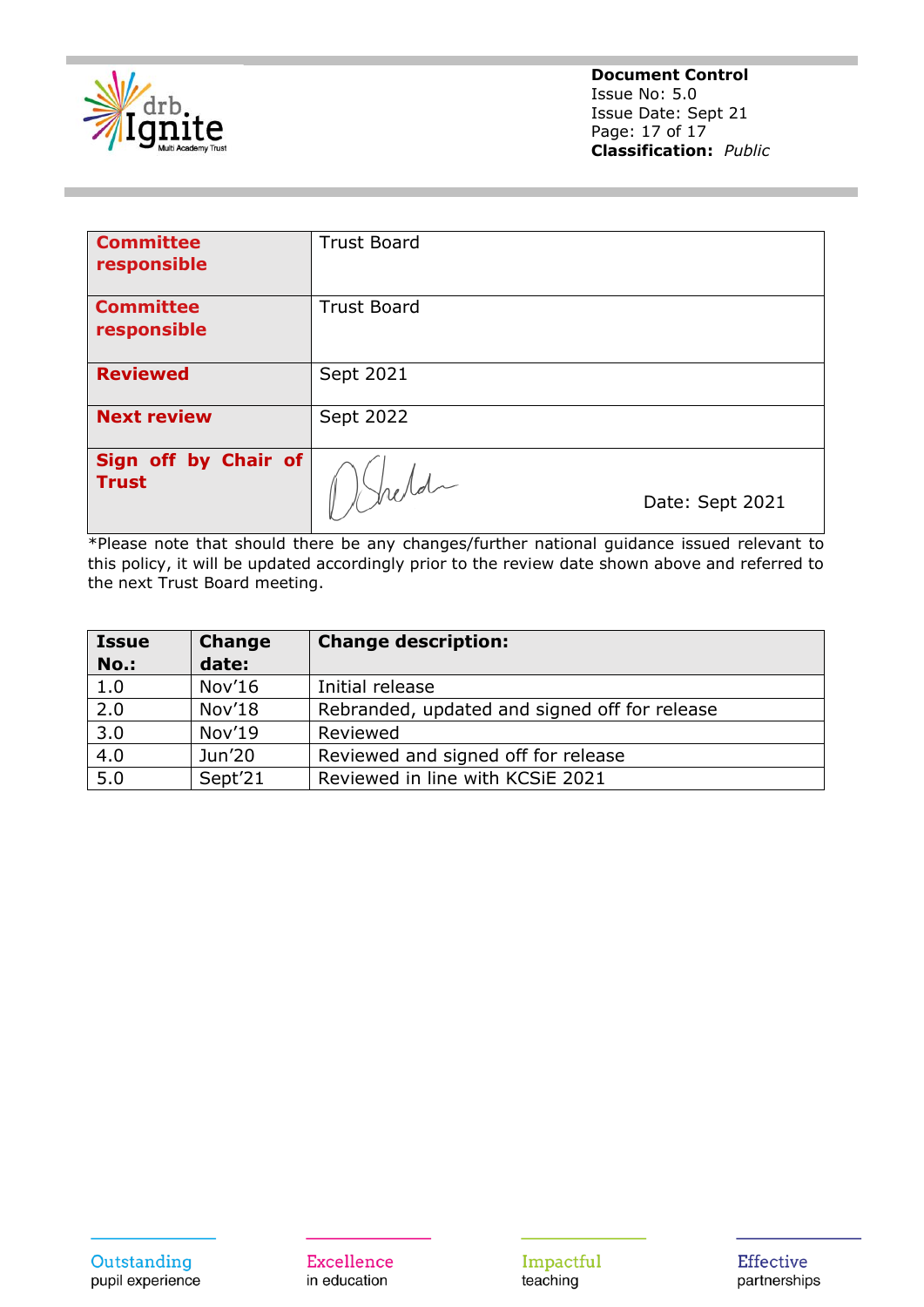| | |
|---|---|
| **Committee responsible** | Trust Board |
| **Committee responsible** | Trust Board |
| **Reviewed** | Sept 2021 |
| **Next review** | Sept 2022 |
| **Sign off by Chair of Trust** | Date: Sept 2021 |

*Please note that should there be any changes/further national guidance issued relevant to this policy, it will be updated accordingly prior to the review date shown above and referred to the next Trust Board meeting.

| Issue No.: | Change date: | Change description: |
|---|---|---|
| 1.0 | Nov'16 | Initial release |
| 2.0 | Nov'18 | Rebranded, updated and signed off for release |
| 3.0 | Nov'19 | Reviewed |
| 4.0 | Jun'20 | Reviewed and signed off for release |
| 5.0 | Sept'21 | Reviewed in line with KCSiE 2021 |